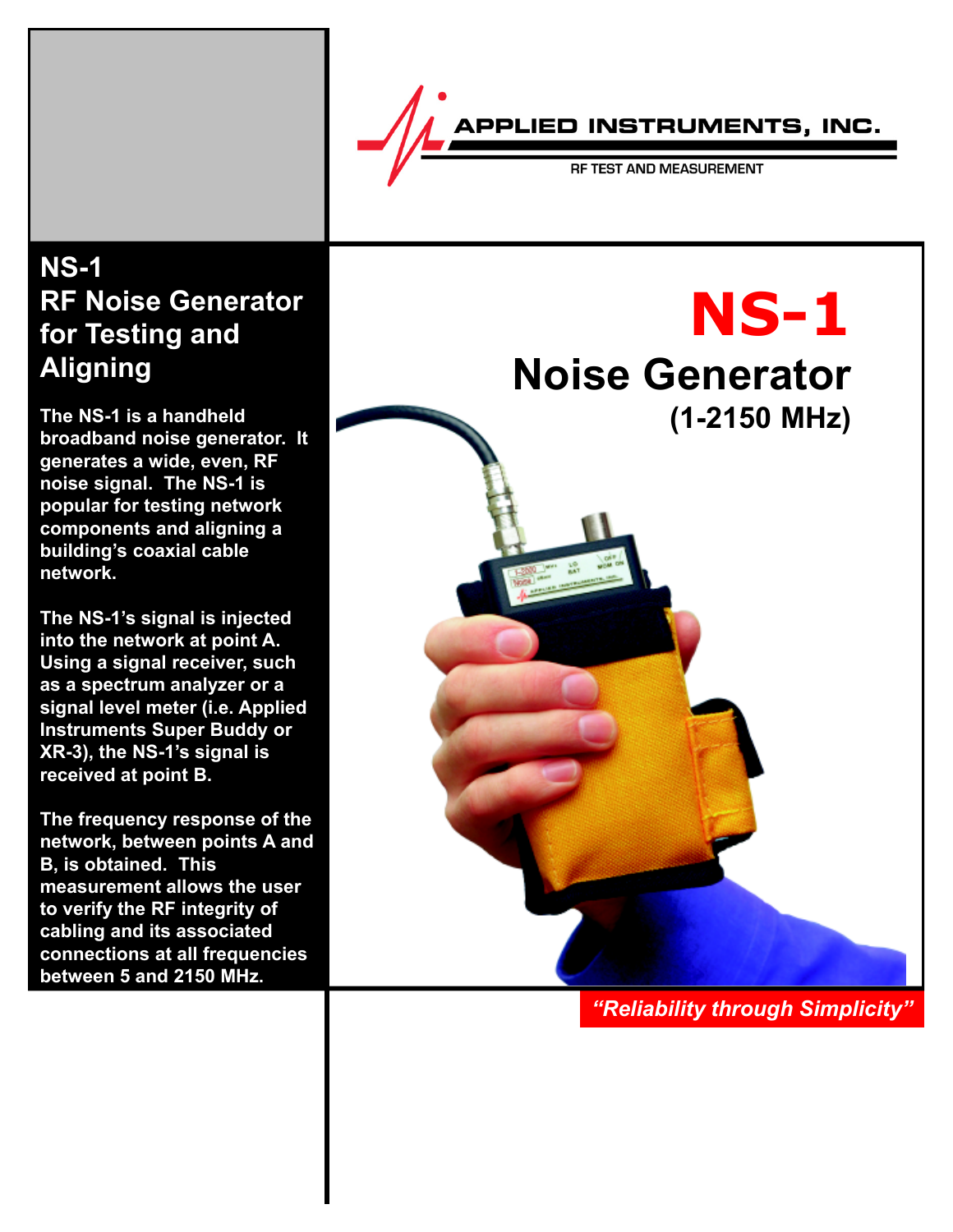APPLIED INSTRUMENTS, INC.

RF TEST AND MEASUREMENT

# NS-1 RF Noise Generator for Testing and Aligning

**The NS-1 is a handheld broadband noise generator. It generates a wide, even, RF noise signal. The NS-1 is popular for testing network components and aligning a building's coaxial cable network.**

**The NS-1's signal is injected into the network at point A. Using a signal receiver, such as a spectrum analyzer or a signal level meter (i.e. Applied Instruments Super Buddy or XR-3), the NS-1's signal is received at point B.**

**The frequency response of the network, between points A and B, is obtained. This measurement allows the user to verify the RF integrity of cabling and its associated connections at all frequencies between 5 and 2150 MHz.**

# NS-1

## Noise Generator

### (1-2150 MHz)

***"Reliability through Simplicity"***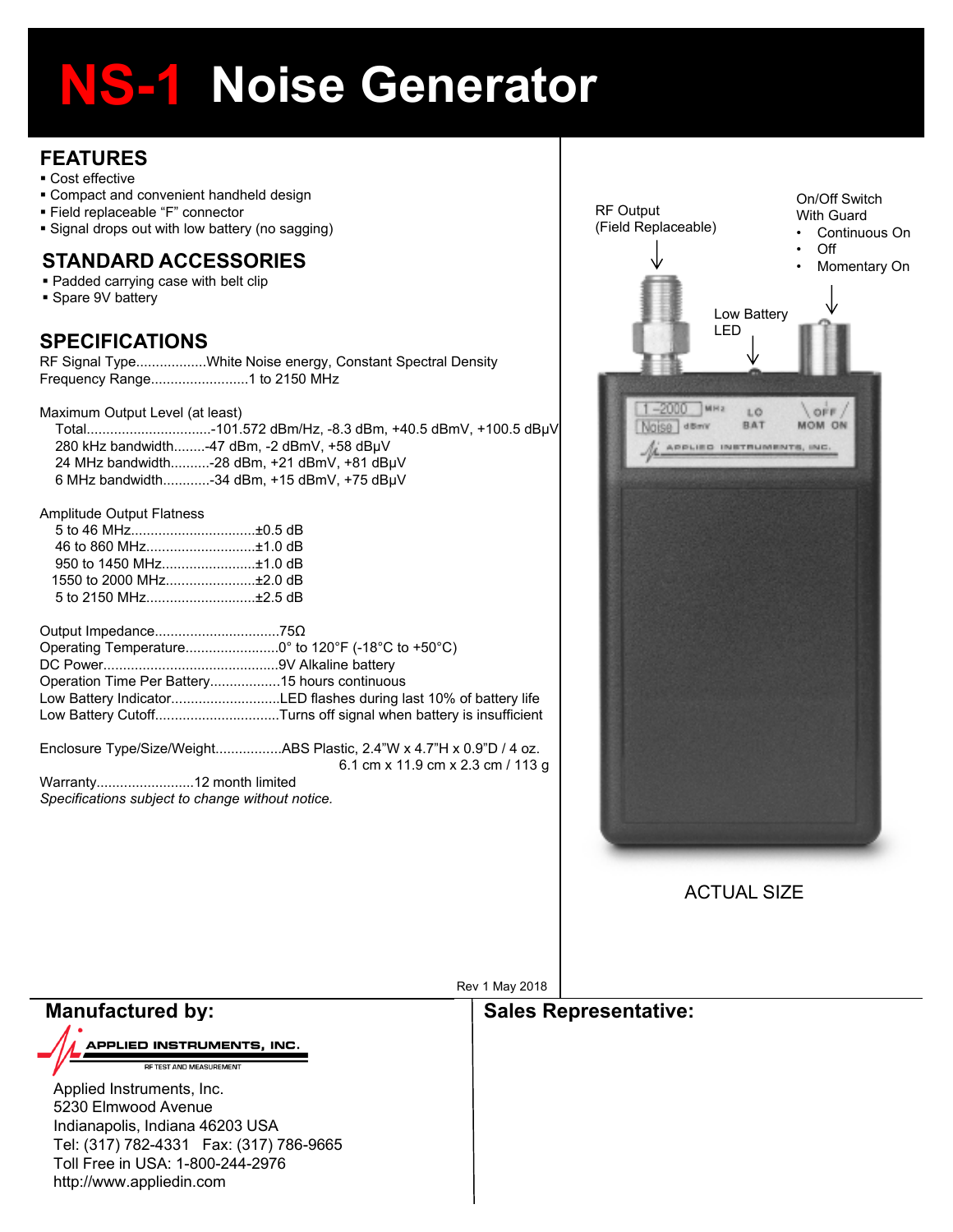# NS-1 Noise Generator

## FEATURES

- Cost effective
- Compact and convenient handheld design
- Field replaceable "F" connector
- Signal drops out with low battery (no sagging)

## STANDARD ACCESSORIES

- Padded carrying case with belt clip
- Spare 9V battery

## SPECIFICATIONS

RF Signal Type..................White Noise energy, Constant Spectral Density
Frequency Range.........................1 to 2150 MHz

Maximum Output Level (at least)
Total................................-101.572 dBm/Hz, -8.3 dBm, +40.5 dBmV, +100.5 dBµV
280 kHz bandwidth........-47 dBm, -2 dBmV, +58 dBµV
24 MHz bandwidth..........-28 dBm, +21 dBmV, +81 dBµV
6 MHz bandwidth............-34 dBm, +15 dBmV, +75 dBµV

Amplitude Output Flatness
5 to 46 MHz................................±0.5 dB
46 to 860 MHz............................±1.0 dB
950 to 1450 MHz........................±1.0 dB
1550 to 2000 MHz.......................±2.0 dB
5 to 2150 MHz............................±2.5 dB

Output Impedance................................75Ω
Operating Temperature........................0° to 120°F (-18°C to +50°C)
DC Power.............................................9V Alkaline battery
Operation Time Per Battery..................15 hours continuous
Low Battery Indicator............................LED flashes during last 10% of battery life
Low Battery Cutoff................................Turns off signal when battery is insufficient

Enclosure Type/Size/Weight.................ABS Plastic, 2.4"W x 4.7"H x 0.9"D / 4 oz.
6.1 cm x 11.9 cm x 2.3 cm / 113 g
Warranty.........................12 month limited
*Specifications subject to change without notice.*

RF Output
(Field Replaceable)

Low Battery
LED

On/Off Switch
With Guard
- Continuous On
- Off
- Momentary On

1 -2000 MHz
Noise dBmV
LO BAT
OFF
MOM ON
APPLIED INSTRUMENTS, INC.

ACTUAL SIZE

Rev 1 May 2018

## Manufactured by:

APPLIED INSTRUMENTS, INC.
RF TEST AND MEASUREMENT

Applied Instruments, Inc.
5230 Elmwood Avenue
Indianapolis, Indiana 46203 USA
Tel: (317) 782-4331 Fax: (317) 786-9665
Toll Free in USA: 1-800-244-2976
http://www.appliedin.com

## Sales Representative: